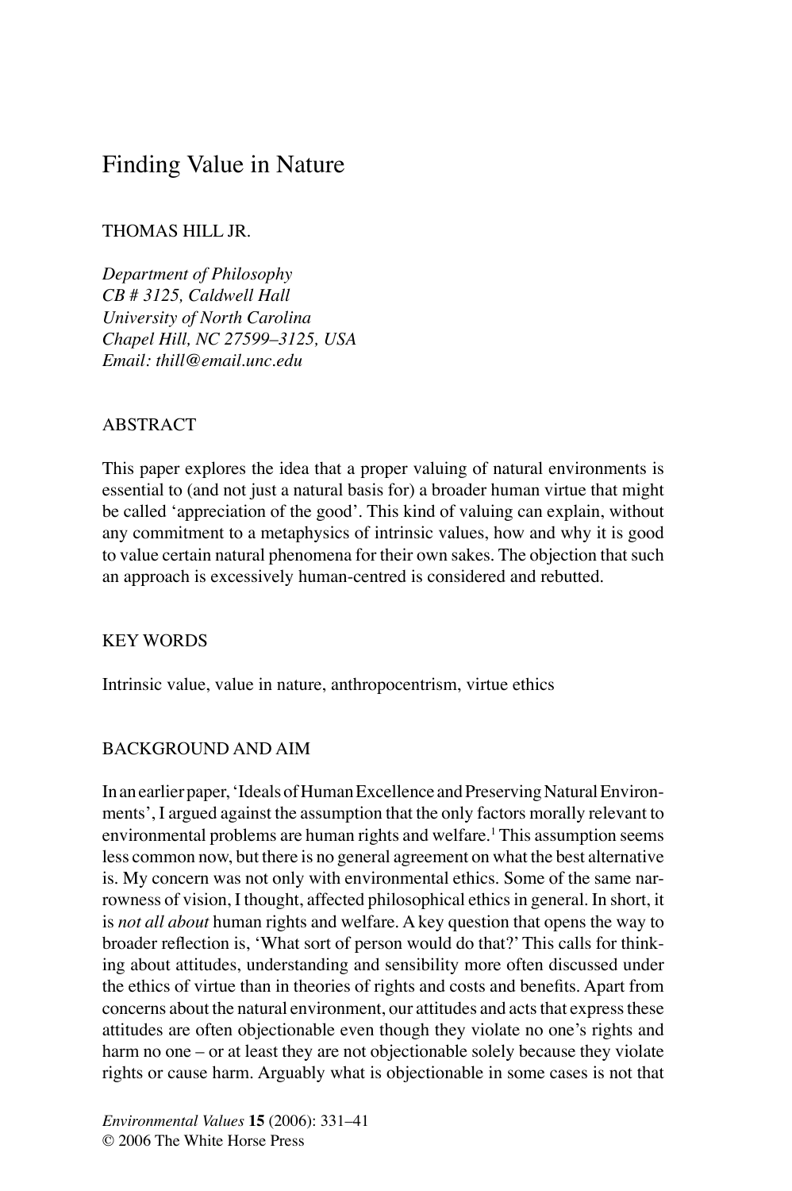# Finding Value in Nature

THOMAS HILL JR.

*Department of Philosophy*
*CB # 3125, Caldwell Hall*
*University of North Carolina*
*Chapel Hill, NC 27599–3125, USA*
*Email: thill@email.unc.edu*

## ABSTRACT

This paper explores the idea that a proper valuing of natural environments is essential to (and not just a natural basis for) a broader human virtue that might be called 'appreciation of the good'. This kind of valuing can explain, without any commitment to a metaphysics of intrinsic values, how and why it is good to value certain natural phenomena for their own sakes. The objection that such an approach is excessively human-centred is considered and rebutted.

## KEY WORDS

Intrinsic value, value in nature, anthropocentrism, virtue ethics

## BACKGROUND AND AIM

In an earlier paper, 'Ideals of Human Excellence and Preserving Natural Environments', I argued against the assumption that the only factors morally relevant to environmental problems are human rights and welfare.[1] This assumption seems less common now, but there is no general agreement on what the best alternative is. My concern was not only with environmental ethics. Some of the same narrowness of vision, I thought, affected philosophical ethics in general. In short, it is *not all about* human rights and welfare. A key question that opens the way to broader reflection is, 'What sort of person would do that?' This calls for thinking about attitudes, understanding and sensibility more often discussed under the ethics of virtue than in theories of rights and costs and benefits. Apart from concerns about the natural environment, our attitudes and acts that express these attitudes are often objectionable even though they violate no one's rights and harm no one – or at least they are not objectionable solely because they violate rights or cause harm. Arguably what is objectionable in some cases is not that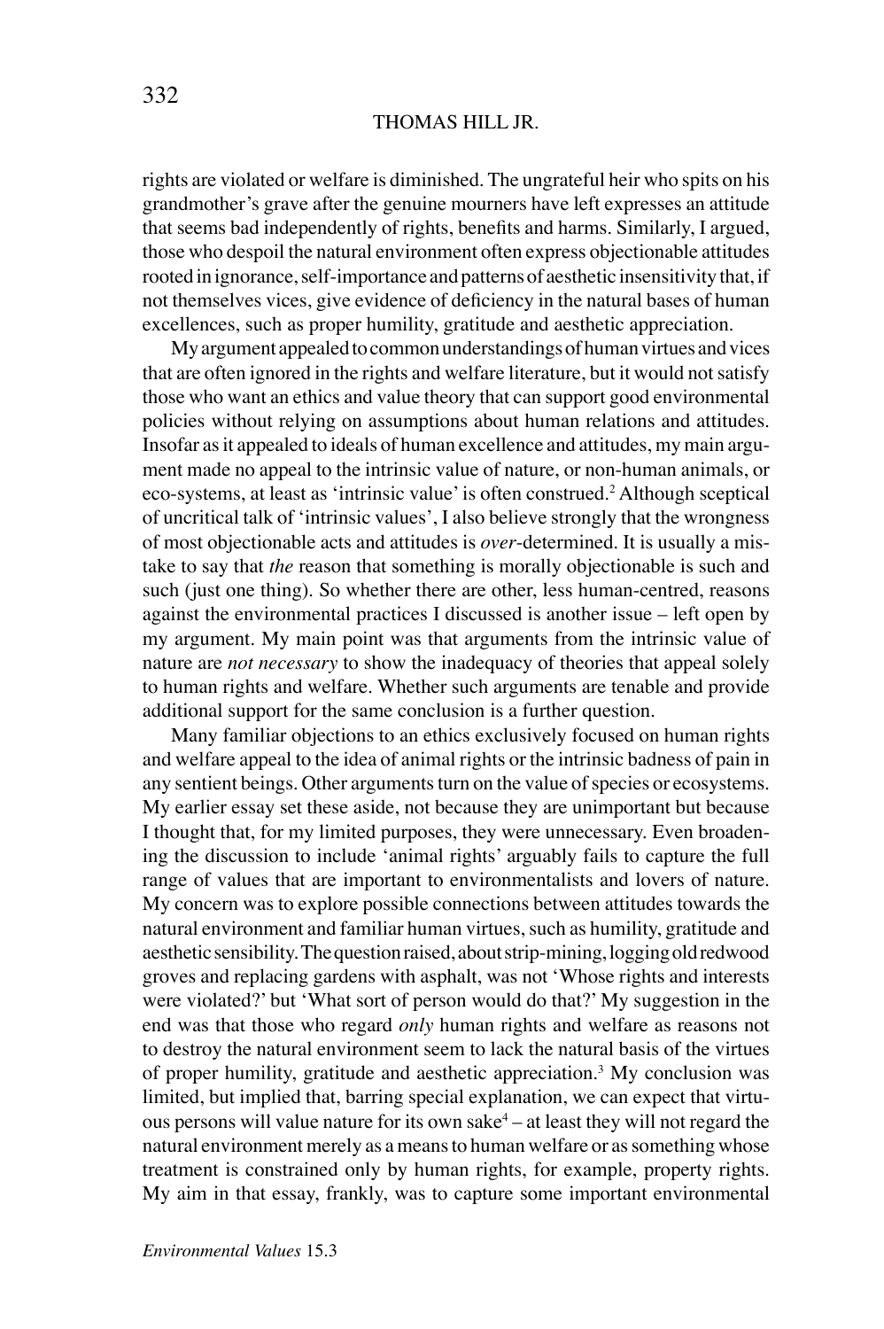rights are violated or welfare is diminished. The ungrateful heir who spits on his grandmother's grave after the genuine mourners have left expresses an attitude that seems bad independently of rights, benefits and harms. Similarly, I argued, those who despoil the natural environment often express objectionable attitudes rooted in ignorance, self-importance and patterns of aesthetic insensitivity that, if not themselves vices, give evidence of deficiency in the natural bases of human excellences, such as proper humility, gratitude and aesthetic appreciation.

My argument appealed to common understandings of human virtues and vices that are often ignored in the rights and welfare literature, but it would not satisfy those who want an ethics and value theory that can support good environmental policies without relying on assumptions about human relations and attitudes. Insofar as it appealed to ideals of human excellence and attitudes, my main argument made no appeal to the intrinsic value of nature, or non-human animals, or eco-systems, at least as 'intrinsic value' is often construed.[2] Although sceptical of uncritical talk of 'intrinsic values', I also believe strongly that the wrongness of most objectionable acts and attitudes is *over*-determined. It is usually a mistake to say that *the* reason that something is morally objectionable is such and such (just one thing). So whether there are other, less human-centred, reasons against the environmental practices I discussed is another issue – left open by my argument. My main point was that arguments from the intrinsic value of nature are *not necessary* to show the inadequacy of theories that appeal solely to human rights and welfare. Whether such arguments are tenable and provide additional support for the same conclusion is a further question.

Many familiar objections to an ethics exclusively focused on human rights and welfare appeal to the idea of animal rights or the intrinsic badness of pain in any sentient beings. Other arguments turn on the value of species or ecosystems. My earlier essay set these aside, not because they are unimportant but because I thought that, for my limited purposes, they were unnecessary. Even broadening the discussion to include 'animal rights' arguably fails to capture the full range of values that are important to environmentalists and lovers of nature. My concern was to explore possible connections between attitudes towards the natural environment and familiar human virtues, such as humility, gratitude and aesthetic sensibility. The question raised, about strip-mining, logging old redwood groves and replacing gardens with asphalt, was not 'Whose rights and interests were violated?' but 'What sort of person would do that?' My suggestion in the end was that those who regard *only* human rights and welfare as reasons not to destroy the natural environment seem to lack the natural basis of the virtues of proper humility, gratitude and aesthetic appreciation.[3] My conclusion was limited, but implied that, barring special explanation, we can expect that virtuous persons will value nature for its own sake[4] – at least they will not regard the natural environment merely as a means to human welfare or as something whose treatment is constrained only by human rights, for example, property rights. My aim in that essay, frankly, was to capture some important environmental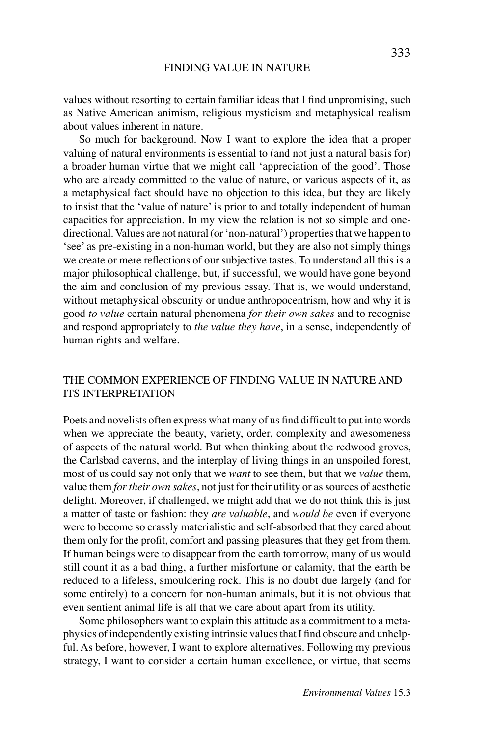values without resorting to certain familiar ideas that I find unpromising, such as Native American animism, religious mysticism and metaphysical realism about values inherent in nature.

So much for background. Now I want to explore the idea that a proper valuing of natural environments is essential to (and not just a natural basis for) a broader human virtue that we might call 'appreciation of the good'. Those who are already committed to the value of nature, or various aspects of it, as a metaphysical fact should have no objection to this idea, but they are likely to insist that the 'value of nature' is prior to and totally independent of human capacities for appreciation. In my view the relation is not so simple and one-directional. Values are not natural (or 'non-natural') properties that we happen to 'see' as pre-existing in a non-human world, but they are also not simply things we create or mere reflections of our subjective tastes. To understand all this is a major philosophical challenge, but, if successful, we would have gone beyond the aim and conclusion of my previous essay. That is, we would understand, without metaphysical obscurity or undue anthropocentrism, how and why it is good *to value* certain natural phenomena *for their own sakes* and to recognise and respond appropriately to *the value they have*, in a sense, independently of human rights and welfare.

## THE COMMON EXPERIENCE OF FINDING VALUE IN NATURE AND ITS INTERPRETATION

Poets and novelists often express what many of us find difficult to put into words when we appreciate the beauty, variety, order, complexity and awesomeness of aspects of the natural world. But when thinking about the redwood groves, the Carlsbad caverns, and the interplay of living things in an unspoiled forest, most of us could say not only that we *want* to see them, but that we *value* them, value them *for their own sakes*, not just for their utility or as sources of aesthetic delight. Moreover, if challenged, we might add that we do not think this is just a matter of taste or fashion: they *are valuable*, and *would be* even if everyone were to become so crassly materialistic and self-absorbed that they cared about them only for the profit, comfort and passing pleasures that they get from them. If human beings were to disappear from the earth tomorrow, many of us would still count it as a bad thing, a further misfortune or calamity, that the earth be reduced to a lifeless, smouldering rock. This is no doubt due largely (and for some entirely) to a concern for non-human animals, but it is not obvious that even sentient animal life is all that we care about apart from its utility.

Some philosophers want to explain this attitude as a commitment to a metaphysics of independently existing intrinsic values that I find obscure and unhelpful. As before, however, I want to explore alternatives. Following my previous strategy, I want to consider a certain human excellence, or virtue, that seems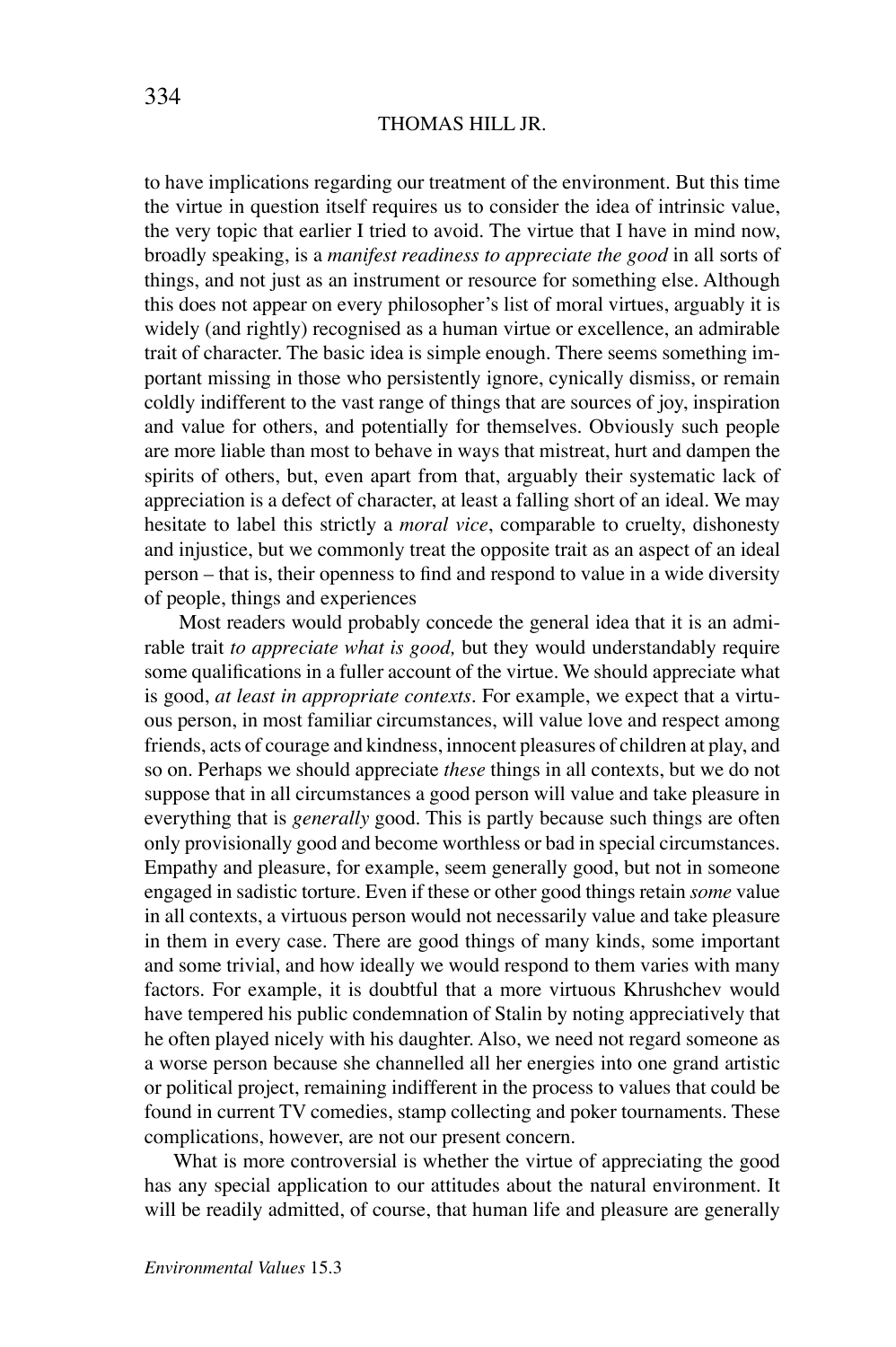to have implications regarding our treatment of the environment. But this time the virtue in question itself requires us to consider the idea of intrinsic value, the very topic that earlier I tried to avoid. The virtue that I have in mind now, broadly speaking, is a *manifest readiness to appreciate the good* in all sorts of things, and not just as an instrument or resource for something else. Although this does not appear on every philosopher's list of moral virtues, arguably it is widely (and rightly) recognised as a human virtue or excellence, an admirable trait of character. The basic idea is simple enough. There seems something important missing in those who persistently ignore, cynically dismiss, or remain coldly indifferent to the vast range of things that are sources of joy, inspiration and value for others, and potentially for themselves. Obviously such people are more liable than most to behave in ways that mistreat, hurt and dampen the spirits of others, but, even apart from that, arguably their systematic lack of appreciation is a defect of character, at least a falling short of an ideal. We may hesitate to label this strictly a *moral vice*, comparable to cruelty, dishonesty and injustice, but we commonly treat the opposite trait as an aspect of an ideal person – that is, their openness to find and respond to value in a wide diversity of people, things and experiences

Most readers would probably concede the general idea that it is an admirable trait *to appreciate what is good,* but they would understandably require some qualifications in a fuller account of the virtue. We should appreciate what is good, *at least in appropriate contexts*. For example, we expect that a virtuous person, in most familiar circumstances, will value love and respect among friends, acts of courage and kindness, innocent pleasures of children at play, and so on. Perhaps we should appreciate *these* things in all contexts, but we do not suppose that in all circumstances a good person will value and take pleasure in everything that is *generally* good. This is partly because such things are often only provisionally good and become worthless or bad in special circumstances. Empathy and pleasure, for example, seem generally good, but not in someone engaged in sadistic torture. Even if these or other good things retain *some* value in all contexts, a virtuous person would not necessarily value and take pleasure in them in every case. There are good things of many kinds, some important and some trivial, and how ideally we would respond to them varies with many factors. For example, it is doubtful that a more virtuous Khrushchev would have tempered his public condemnation of Stalin by noting appreciatively that he often played nicely with his daughter. Also, we need not regard someone as a worse person because she channelled all her energies into one grand artistic or political project, remaining indifferent in the process to values that could be found in current TV comedies, stamp collecting and poker tournaments. These complications, however, are not our present concern.

What is more controversial is whether the virtue of appreciating the good has any special application to our attitudes about the natural environment. It will be readily admitted, of course, that human life and pleasure are generally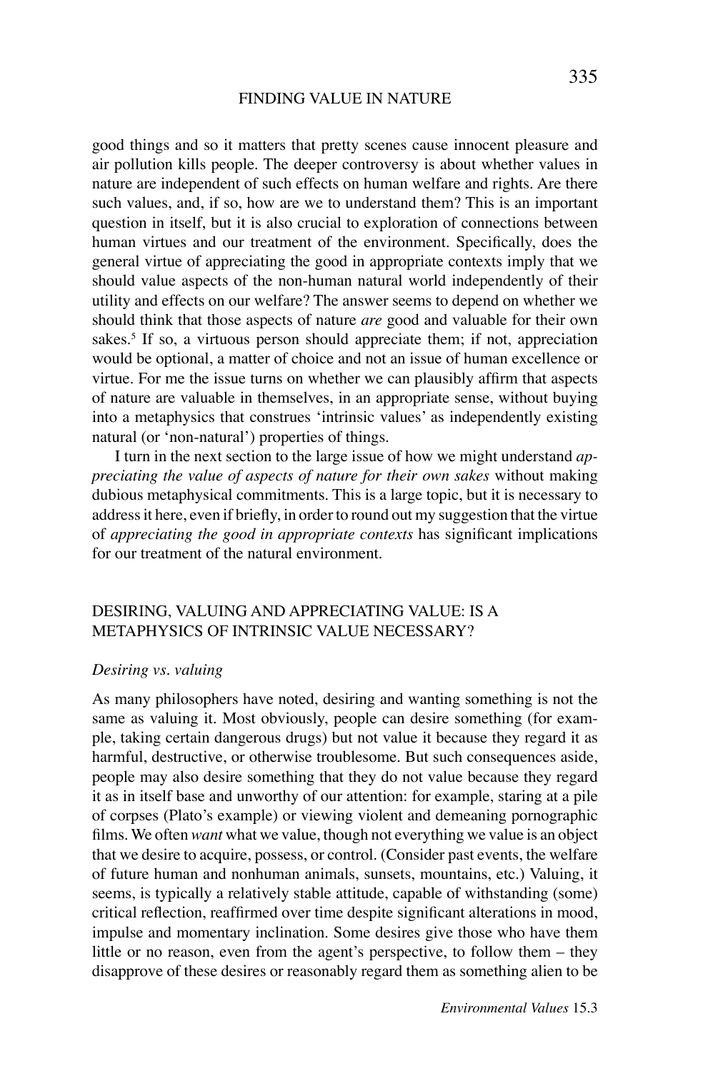good things and so it matters that pretty scenes cause innocent pleasure and air pollution kills people. The deeper controversy is about whether values in nature are independent of such effects on human welfare and rights. Are there such values, and, if so, how are we to understand them? This is an important question in itself, but it is also crucial to exploration of connections between human virtues and our treatment of the environment. Specifically, does the general virtue of appreciating the good in appropriate contexts imply that we should value aspects of the non-human natural world independently of their utility and effects on our welfare? The answer seems to depend on whether we should think that those aspects of nature *are* good and valuable for their own sakes.[5] If so, a virtuous person should appreciate them; if not, appreciation would be optional, a matter of choice and not an issue of human excellence or virtue. For me the issue turns on whether we can plausibly affirm that aspects of nature are valuable in themselves, in an appropriate sense, without buying into a metaphysics that construes 'intrinsic values' as independently existing natural (or 'non-natural') properties of things.

I turn in the next section to the large issue of how we might understand *appreciating the value of aspects of nature for their own sakes* without making dubious metaphysical commitments. This is a large topic, but it is necessary to address it here, even if briefly, in order to round out my suggestion that the virtue of *appreciating the good in appropriate contexts* has significant implications for our treatment of the natural environment.

## DESIRING, VALUING AND APPRECIATING VALUE: IS A METAPHYSICS OF INTRINSIC VALUE NECESSARY?

### *Desiring vs. valuing*

As many philosophers have noted, desiring and wanting something is not the same as valuing it. Most obviously, people can desire something (for example, taking certain dangerous drugs) but not value it because they regard it as harmful, destructive, or otherwise troublesome. But such consequences aside, people may also desire something that they do not value because they regard it as in itself base and unworthy of our attention: for example, staring at a pile of corpses (Plato's example) or viewing violent and demeaning pornographic films. We often *want* what we value, though not everything we value is an object that we desire to acquire, possess, or control. (Consider past events, the welfare of future human and nonhuman animals, sunsets, mountains, etc.) Valuing, it seems, is typically a relatively stable attitude, capable of withstanding (some) critical reflection, reaffirmed over time despite significant alterations in mood, impulse and momentary inclination. Some desires give those who have them little or no reason, even from the agent's perspective, to follow them – they disapprove of these desires or reasonably regard them as something alien to be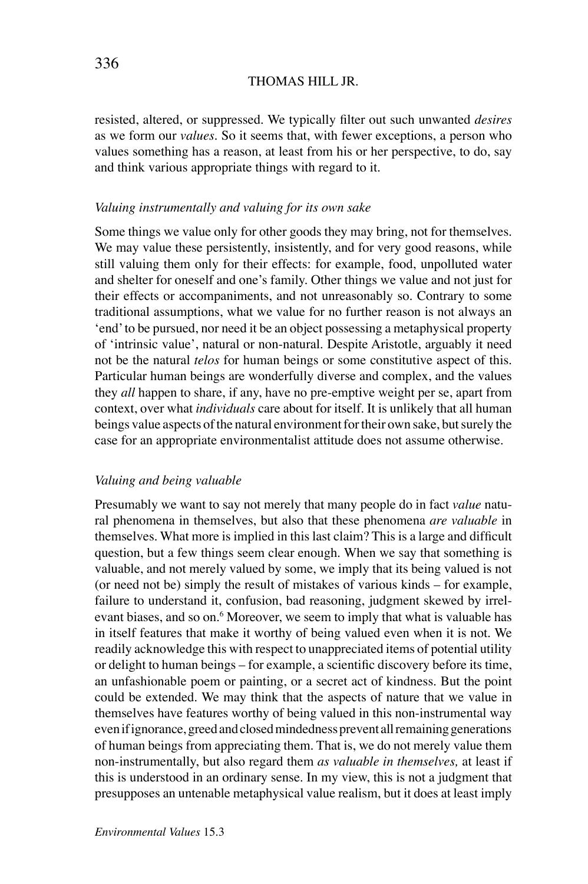resisted, altered, or suppressed. We typically filter out such unwanted *desires* as we form our *values*. So it seems that, with fewer exceptions, a person who values something has a reason, at least from his or her perspective, to do, say and think various appropriate things with regard to it.

### *Valuing instrumentally and valuing for its own sake*

Some things we value only for other goods they may bring, not for themselves. We may value these persistently, insistently, and for very good reasons, while still valuing them only for their effects: for example, food, unpolluted water and shelter for oneself and one's family. Other things we value and not just for their effects or accompaniments, and not unreasonably so. Contrary to some traditional assumptions, what we value for no further reason is not always an 'end' to be pursued, nor need it be an object possessing a metaphysical property of 'intrinsic value', natural or non-natural. Despite Aristotle, arguably it need not be the natural *telos* for human beings or some constitutive aspect of this. Particular human beings are wonderfully diverse and complex, and the values they *all* happen to share, if any, have no pre-emptive weight per se, apart from context, over what *individuals* care about for itself. It is unlikely that all human beings value aspects of the natural environment for their own sake, but surely the case for an appropriate environmentalist attitude does not assume otherwise.

### *Valuing and being valuable*

Presumably we want to say not merely that many people do in fact *value* natural phenomena in themselves, but also that these phenomena *are valuable* in themselves. What more is implied in this last claim? This is a large and difficult question, but a few things seem clear enough. When we say that something is valuable, and not merely valued by some, we imply that its being valued is not (or need not be) simply the result of mistakes of various kinds – for example, failure to understand it, confusion, bad reasoning, judgment skewed by irrelevant biases, and so on.[6] Moreover, we seem to imply that what is valuable has in itself features that make it worthy of being valued even when it is not. We readily acknowledge this with respect to unappreciated items of potential utility or delight to human beings – for example, a scientific discovery before its time, an unfashionable poem or painting, or a secret act of kindness. But the point could be extended. We may think that the aspects of nature that we value in themselves have features worthy of being valued in this non-instrumental way even if ignorance, greed and closed mindedness prevent all remaining generations of human beings from appreciating them. That is, we do not merely value them non-instrumentally, but also regard them *as valuable in themselves,* at least if this is understood in an ordinary sense. In my view, this is not a judgment that presupposes an untenable metaphysical value realism, but it does at least imply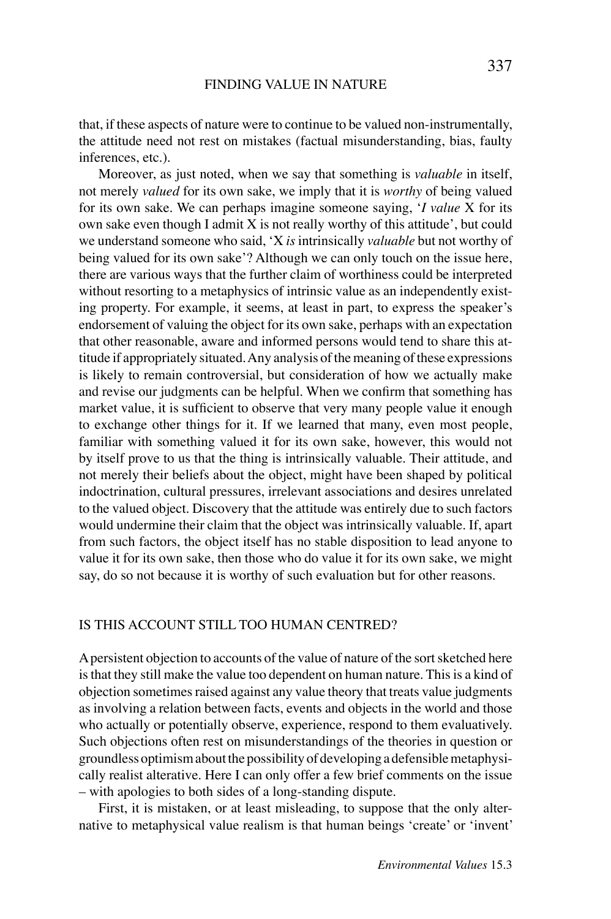that, if these aspects of nature were to continue to be valued non-instrumentally, the attitude need not rest on mistakes (factual misunderstanding, bias, faulty inferences, etc.).

Moreover, as just noted, when we say that something is *valuable* in itself, not merely *valued* for its own sake, we imply that it is *worthy* of being valued for its own sake. We can perhaps imagine someone saying, '*I value* X for its own sake even though I admit X is not really worthy of this attitude', but could we understand someone who said, 'X *is* intrinsically *valuable* but not worthy of being valued for its own sake'? Although we can only touch on the issue here, there are various ways that the further claim of worthiness could be interpreted without resorting to a metaphysics of intrinsic value as an independently existing property. For example, it seems, at least in part, to express the speaker's endorsement of valuing the object for its own sake, perhaps with an expectation that other reasonable, aware and informed persons would tend to share this attitude if appropriately situated. Any analysis of the meaning of these expressions is likely to remain controversial, but consideration of how we actually make and revise our judgments can be helpful. When we confirm that something has market value, it is sufficient to observe that very many people value it enough to exchange other things for it. If we learned that many, even most people, familiar with something valued it for its own sake, however, this would not by itself prove to us that the thing is intrinsically valuable. Their attitude, and not merely their beliefs about the object, might have been shaped by political indoctrination, cultural pressures, irrelevant associations and desires unrelated to the valued object. Discovery that the attitude was entirely due to such factors would undermine their claim that the object was intrinsically valuable. If, apart from such factors, the object itself has no stable disposition to lead anyone to value it for its own sake, then those who do value it for its own sake, we might say, do so not because it is worthy of such evaluation but for other reasons.

## IS THIS ACCOUNT STILL TOO HUMAN CENTRED?

A persistent objection to accounts of the value of nature of the sort sketched here is that they still make the value too dependent on human nature. This is a kind of objection sometimes raised against any value theory that treats value judgments as involving a relation between facts, events and objects in the world and those who actually or potentially observe, experience, respond to them evaluatively. Such objections often rest on misunderstandings of the theories in question or groundless optimism about the possibility of developing a defensible metaphysically realist alterative. Here I can only offer a few brief comments on the issue – with apologies to both sides of a long-standing dispute.

First, it is mistaken, or at least misleading, to suppose that the only alternative to metaphysical value realism is that human beings 'create' or 'invent'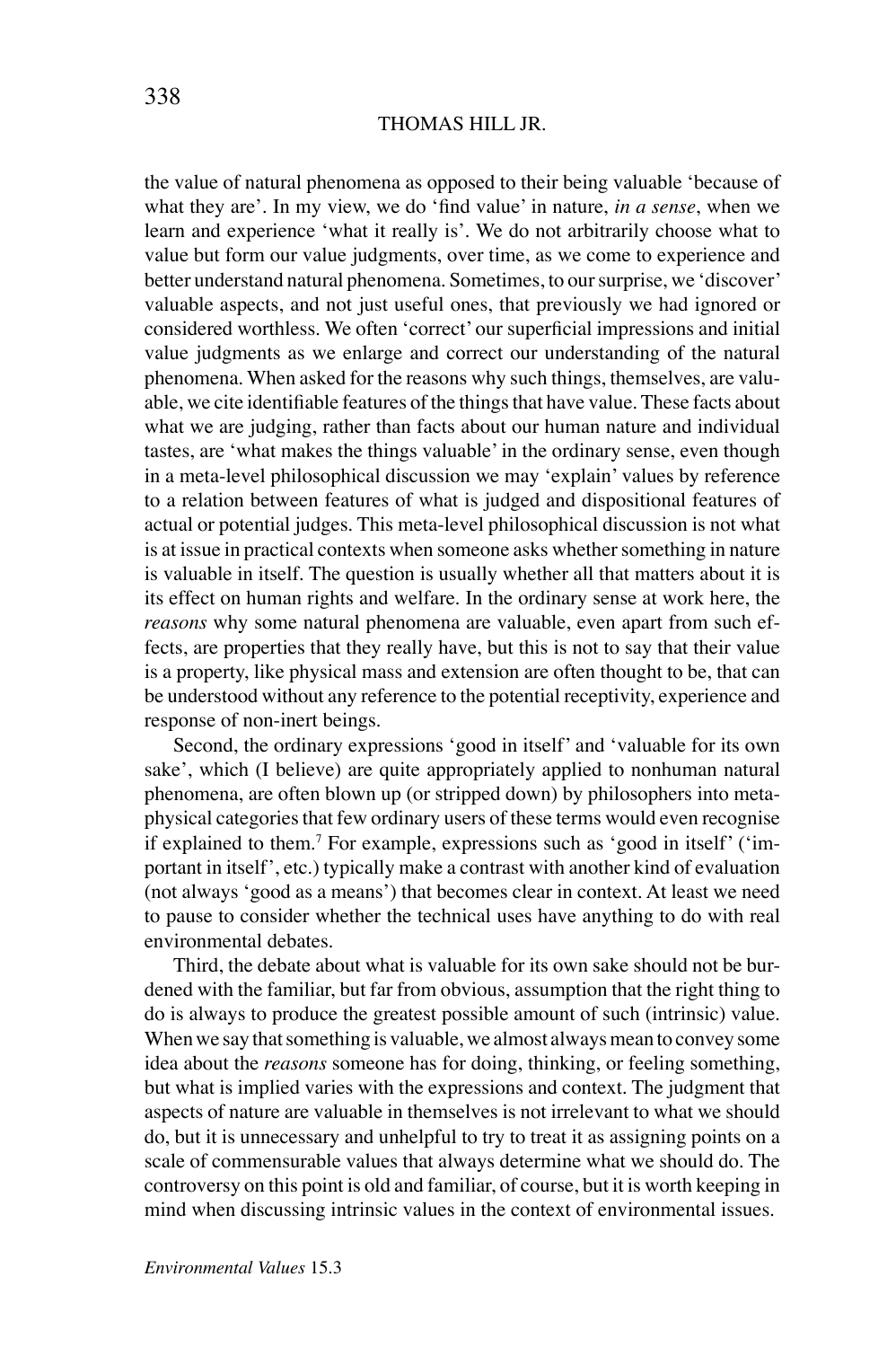the value of natural phenomena as opposed to their being valuable 'because of what they are'. In my view, we do 'find value' in nature, *in a sense*, when we learn and experience 'what it really is'. We do not arbitrarily choose what to value but form our value judgments, over time, as we come to experience and better understand natural phenomena. Sometimes, to our surprise, we 'discover' valuable aspects, and not just useful ones, that previously we had ignored or considered worthless. We often 'correct' our superficial impressions and initial value judgments as we enlarge and correct our understanding of the natural phenomena. When asked for the reasons why such things, themselves, are valuable, we cite identifiable features of the things that have value. These facts about what we are judging, rather than facts about our human nature and individual tastes, are 'what makes the things valuable' in the ordinary sense, even though in a meta-level philosophical discussion we may 'explain' values by reference to a relation between features of what is judged and dispositional features of actual or potential judges. This meta-level philosophical discussion is not what is at issue in practical contexts when someone asks whether something in nature is valuable in itself. The question is usually whether all that matters about it is its effect on human rights and welfare. In the ordinary sense at work here, the *reasons* why some natural phenomena are valuable, even apart from such effects, are properties that they really have, but this is not to say that their value is a property, like physical mass and extension are often thought to be, that can be understood without any reference to the potential receptivity, experience and response of non-inert beings.

Second, the ordinary expressions 'good in itself' and 'valuable for its own sake', which (I believe) are quite appropriately applied to nonhuman natural phenomena, are often blown up (or stripped down) by philosophers into metaphysical categories that few ordinary users of these terms would even recognise if explained to them.[7] For example, expressions such as 'good in itself' ('important in itself', etc.) typically make a contrast with another kind of evaluation (not always 'good as a means') that becomes clear in context. At least we need to pause to consider whether the technical uses have anything to do with real environmental debates.

Third, the debate about what is valuable for its own sake should not be burdened with the familiar, but far from obvious, assumption that the right thing to do is always to produce the greatest possible amount of such (intrinsic) value. When we say that something is valuable, we almost always mean to convey some idea about the *reasons* someone has for doing, thinking, or feeling something, but what is implied varies with the expressions and context. The judgment that aspects of nature are valuable in themselves is not irrelevant to what we should do, but it is unnecessary and unhelpful to try to treat it as assigning points on a scale of commensurable values that always determine what we should do. The controversy on this point is old and familiar, of course, but it is worth keeping in mind when discussing intrinsic values in the context of environmental issues.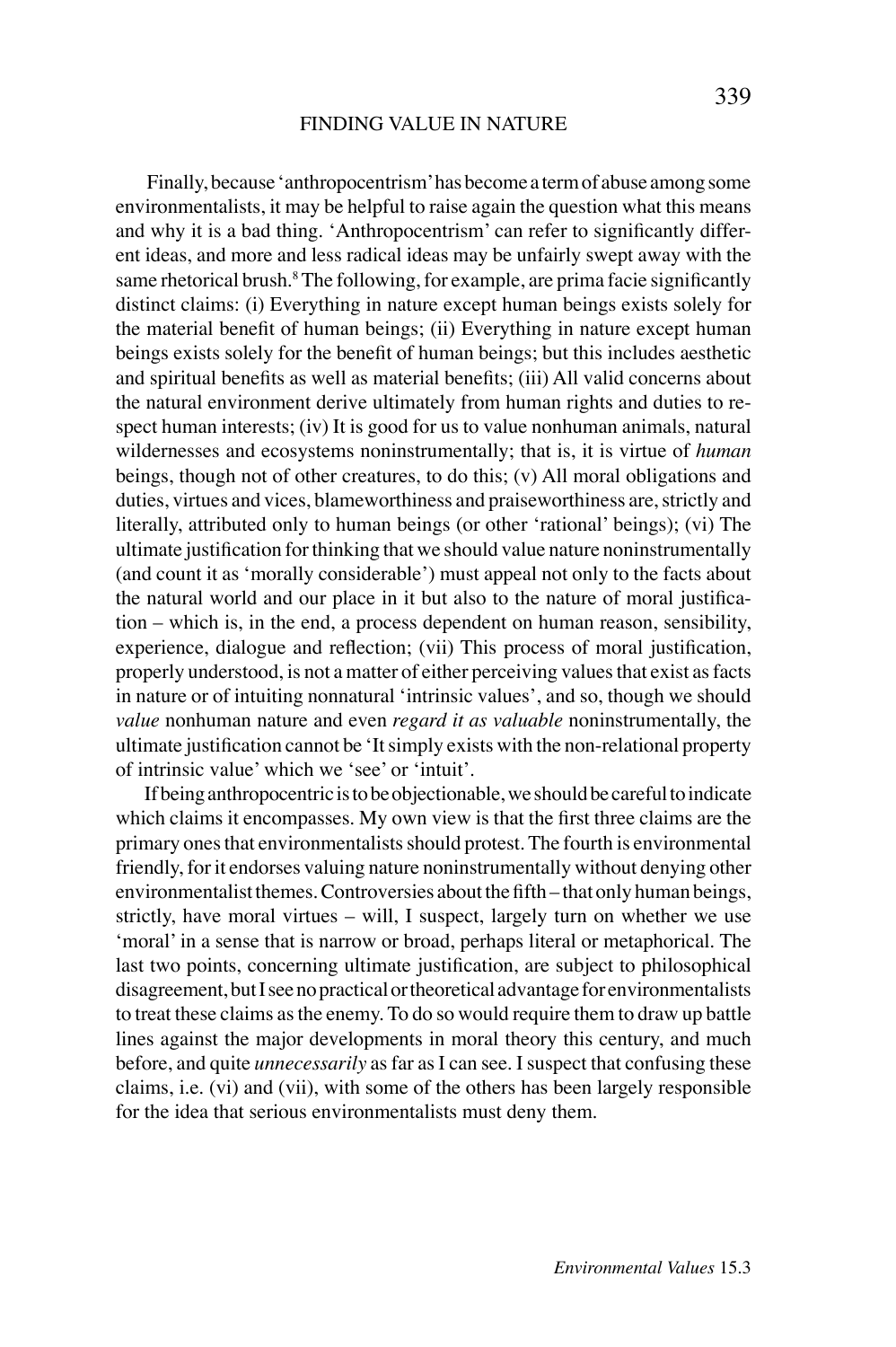Finally, because 'anthropocentrism' has become a term of abuse among some environmentalists, it may be helpful to raise again the question what this means and why it is a bad thing. 'Anthropocentrism' can refer to significantly different ideas, and more and less radical ideas may be unfairly swept away with the same rhetorical brush.[8] The following, for example, are prima facie significantly distinct claims: (i) Everything in nature except human beings exists solely for the material benefit of human beings; (ii) Everything in nature except human beings exists solely for the benefit of human beings; but this includes aesthetic and spiritual benefits as well as material benefits; (iii) All valid concerns about the natural environment derive ultimately from human rights and duties to respect human interests; (iv) It is good for us to value nonhuman animals, natural wildernesses and ecosystems noninstrumentally; that is, it is virtue of *human* beings, though not of other creatures, to do this; (v) All moral obligations and duties, virtues and vices, blameworthiness and praiseworthiness are, strictly and literally, attributed only to human beings (or other 'rational' beings); (vi) The ultimate justification for thinking that we should value nature noninstrumentally (and count it as 'morally considerable') must appeal not only to the facts about the natural world and our place in it but also to the nature of moral justification – which is, in the end, a process dependent on human reason, sensibility, experience, dialogue and reflection; (vii) This process of moral justification, properly understood, is not a matter of either perceiving values that exist as facts in nature or of intuiting nonnatural 'intrinsic values', and so, though we should *value* nonhuman nature and even *regard it as valuable* noninstrumentally, the ultimate justification cannot be 'It simply exists with the non-relational property of intrinsic value' which we 'see' or 'intuit'.

If being anthropocentric is to be objectionable, we should be careful to indicate which claims it encompasses. My own view is that the first three claims are the primary ones that environmentalists should protest. The fourth is environmental friendly, for it endorses valuing nature noninstrumentally without denying other environmentalist themes. Controversies about the fifth – that only human beings, strictly, have moral virtues – will, I suspect, largely turn on whether we use 'moral' in a sense that is narrow or broad, perhaps literal or metaphorical. The last two points, concerning ultimate justification, are subject to philosophical disagreement, but I see no practical or theoretical advantage for environmentalists to treat these claims as the enemy. To do so would require them to draw up battle lines against the major developments in moral theory this century, and much before, and quite *unnecessarily* as far as I can see. I suspect that confusing these claims, i.e. (vi) and (vii), with some of the others has been largely responsible for the idea that serious environmentalists must deny them.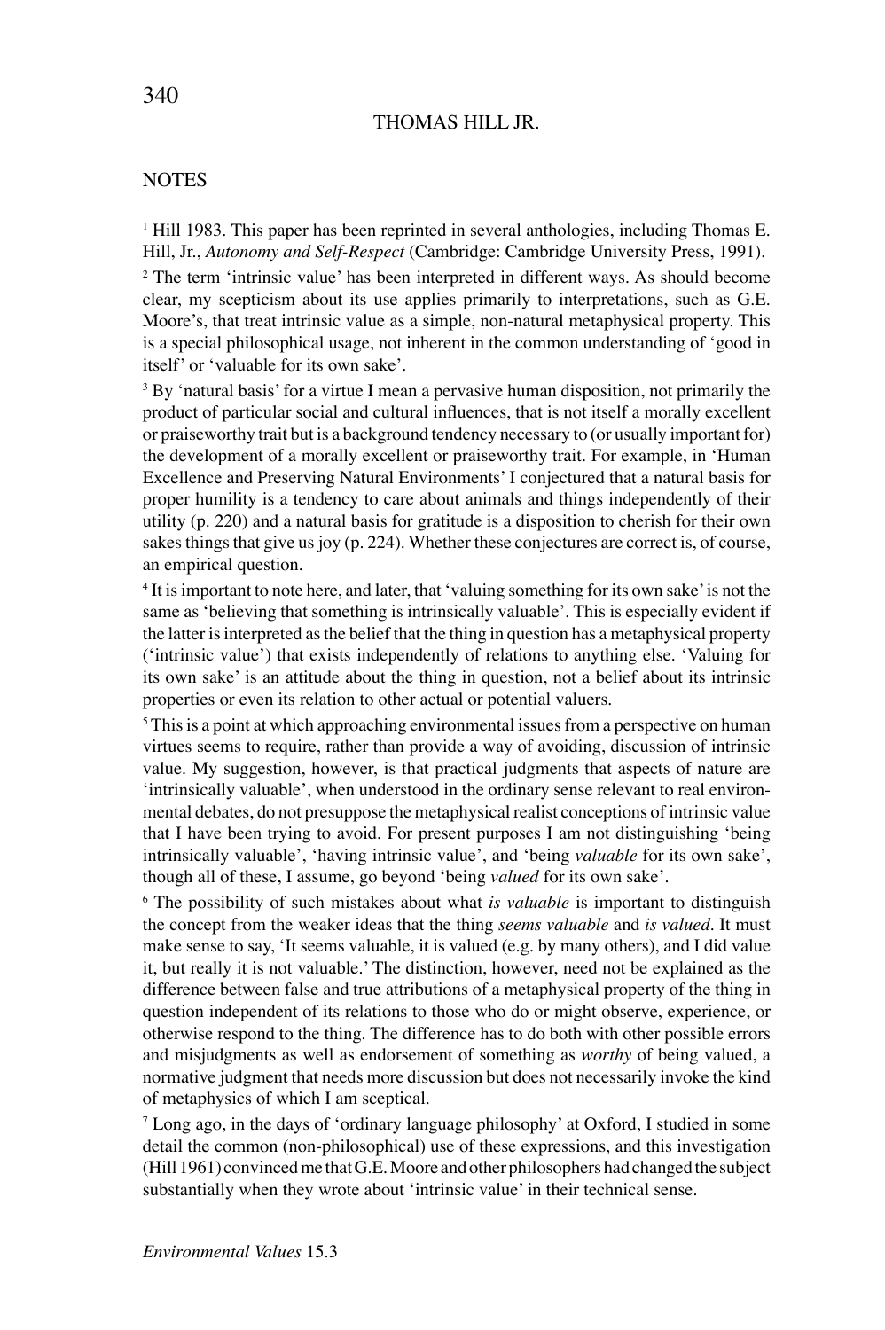## NOTES

[1] Hill 1983. This paper has been reprinted in several anthologies, including Thomas E. Hill, Jr., *Autonomy and Self-Respect* (Cambridge: Cambridge University Press, 1991).

[2] The term 'intrinsic value' has been interpreted in different ways. As should become clear, my scepticism about its use applies primarily to interpretations, such as G.E. Moore's, that treat intrinsic value as a simple, non-natural metaphysical property. This is a special philosophical usage, not inherent in the common understanding of 'good in itself' or 'valuable for its own sake'.

[3] By 'natural basis' for a virtue I mean a pervasive human disposition, not primarily the product of particular social and cultural influences, that is not itself a morally excellent or praiseworthy trait but is a background tendency necessary to (or usually important for) the development of a morally excellent or praiseworthy trait. For example, in 'Human Excellence and Preserving Natural Environments' I conjectured that a natural basis for proper humility is a tendency to care about animals and things independently of their utility (p. 220) and a natural basis for gratitude is a disposition to cherish for their own sakes things that give us joy (p. 224). Whether these conjectures are correct is, of course, an empirical question.

[4] It is important to note here, and later, that 'valuing something for its own sake' is not the same as 'believing that something is intrinsically valuable'. This is especially evident if the latter is interpreted as the belief that the thing in question has a metaphysical property ('intrinsic value') that exists independently of relations to anything else. 'Valuing for its own sake' is an attitude about the thing in question, not a belief about its intrinsic properties or even its relation to other actual or potential valuers.

[5] This is a point at which approaching environmental issues from a perspective on human virtues seems to require, rather than provide a way of avoiding, discussion of intrinsic value. My suggestion, however, is that practical judgments that aspects of nature are 'intrinsically valuable', when understood in the ordinary sense relevant to real environmental debates, do not presuppose the metaphysical realist conceptions of intrinsic value that I have been trying to avoid. For present purposes I am not distinguishing 'being intrinsically valuable', 'having intrinsic value', and 'being *valuable* for its own sake', though all of these, I assume, go beyond 'being *valued* for its own sake'.

[6] The possibility of such mistakes about what *is valuable* is important to distinguish the concept from the weaker ideas that the thing *seems valuable* and *is valued*. It must make sense to say, 'It seems valuable, it is valued (e.g. by many others), and I did value it, but really it is not valuable.' The distinction, however, need not be explained as the difference between false and true attributions of a metaphysical property of the thing in question independent of its relations to those who do or might observe, experience, or otherwise respond to the thing. The difference has to do both with other possible errors and misjudgments as well as endorsement of something as *worthy* of being valued, a normative judgment that needs more discussion but does not necessarily invoke the kind of metaphysics of which I am sceptical.

[7] Long ago, in the days of 'ordinary language philosophy' at Oxford, I studied in some detail the common (non-philosophical) use of these expressions, and this investigation (Hill 1961) convinced me that G.E. Moore and other philosophers had changed the subject substantially when they wrote about 'intrinsic value' in their technical sense.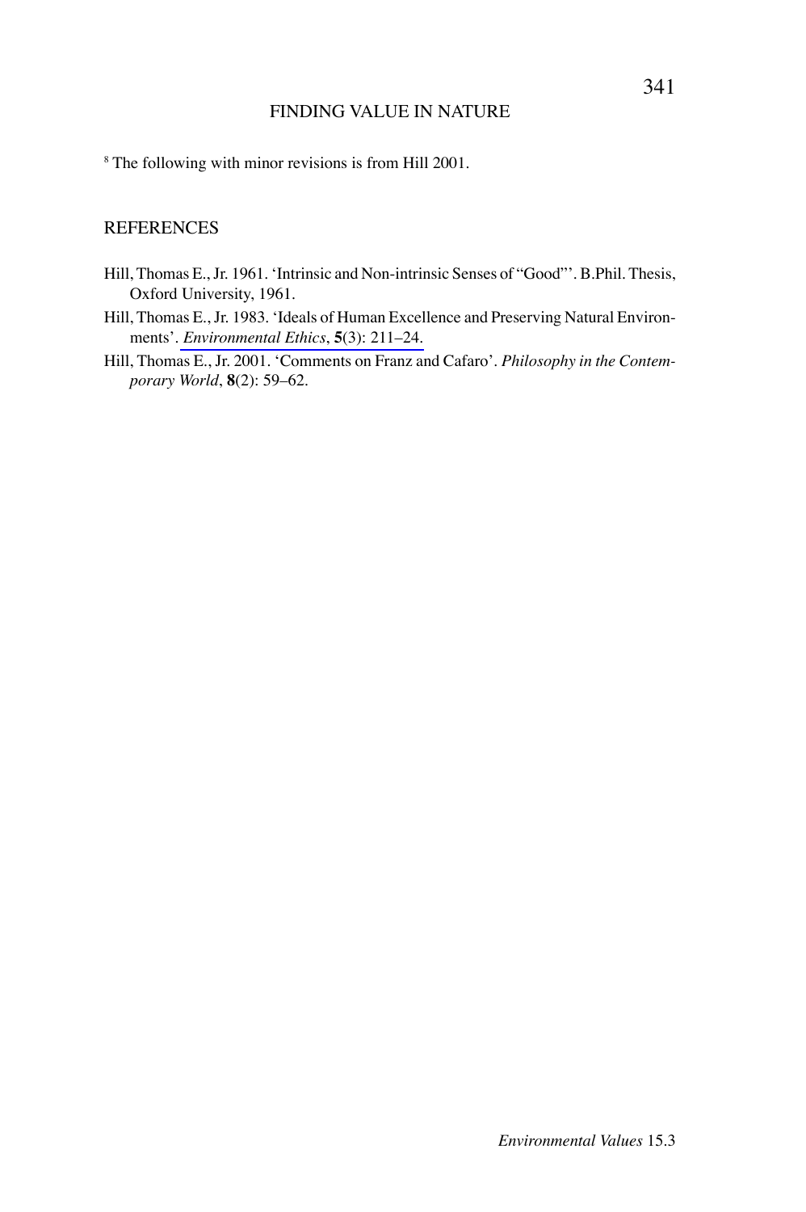[8] The following with minor revisions is from Hill 2001.

## REFERENCES

Hill, Thomas E., Jr. 1961. 'Intrinsic and Non-intrinsic Senses of "Good"'. B.Phil. Thesis, Oxford University, 1961.

Hill, Thomas E., Jr. 1983. 'Ideals of Human Excellence and Preserving Natural Environments'. *Environmental Ethics*, **5**(3): 211–24.

Hill, Thomas E., Jr. 2001. 'Comments on Franz and Cafaro'. *Philosophy in the Contemporary World*, **8**(2): 59–62.